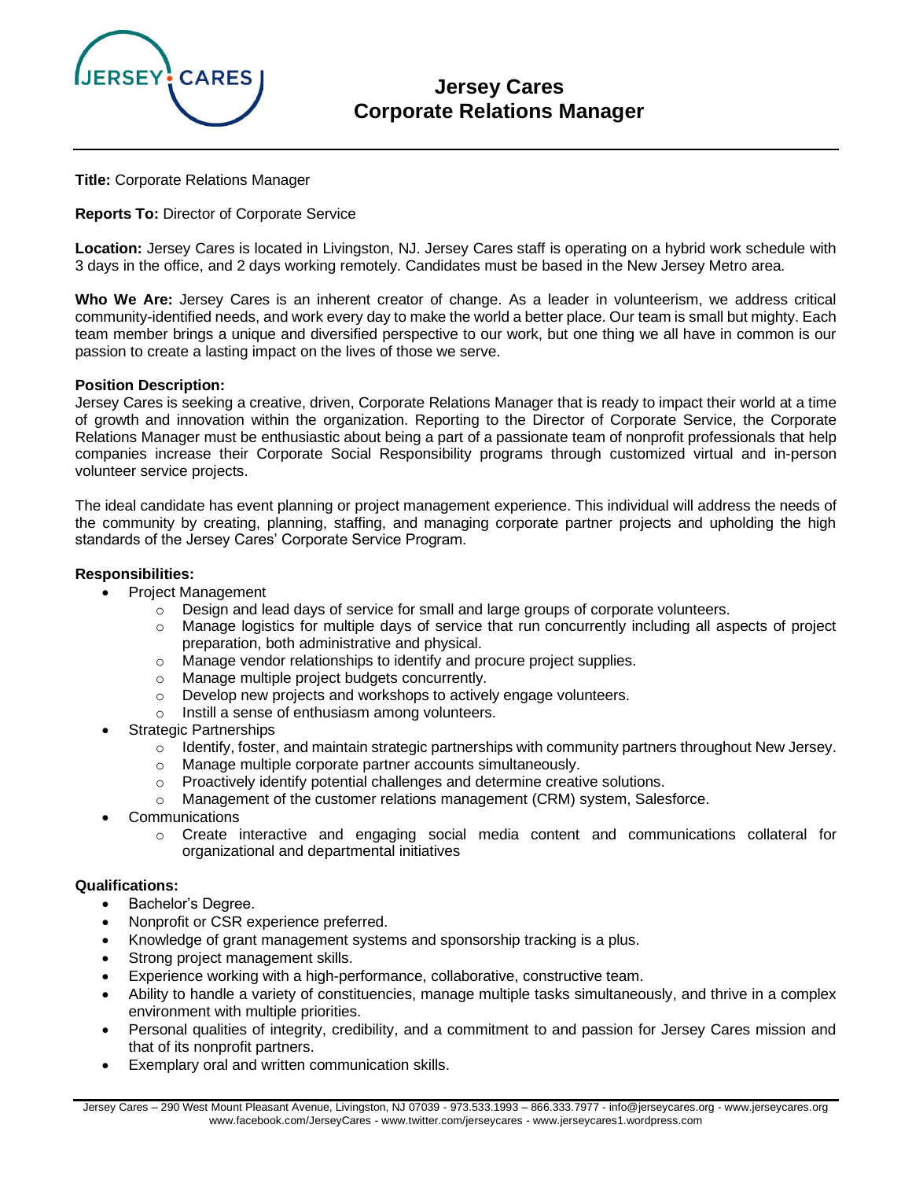# Jersey Cares
# Corporate Relations Manager

**Title:** Corporate Relations Manager

**Reports To:** Director of Corporate Service

**Location:** Jersey Cares is located in Livingston, NJ. Jersey Cares staff is operating on a hybrid work schedule with 3 days in the office, and 2 days working remotely. Candidates must be based in the New Jersey Metro area.

**Who We Are:** Jersey Cares is an inherent creator of change. As a leader in volunteerism, we address critical community-identified needs, and work every day to make the world a better place. Our team is small but mighty. Each team member brings a unique and diversified perspective to our work, but one thing we all have in common is our passion to create a lasting impact on the lives of those we serve.

**Position Description:**
Jersey Cares is seeking a creative, driven, Corporate Relations Manager that is ready to impact their world at a time of growth and innovation within the organization. Reporting to the Director of Corporate Service, the Corporate Relations Manager must be enthusiastic about being a part of a passionate team of nonprofit professionals that help companies increase their Corporate Social Responsibility programs through customized virtual and in-person volunteer service projects.

The ideal candidate has event planning or project management experience. This individual will address the needs of the community by creating, planning, staffing, and managing corporate partner projects and upholding the high standards of the Jersey Cares' Corporate Service Program.

**Responsibilities:**

- Project Management
  - Design and lead days of service for small and large groups of corporate volunteers.
  - Manage logistics for multiple days of service that run concurrently including all aspects of project preparation, both administrative and physical.
  - Manage vendor relationships to identify and procure project supplies.
  - Manage multiple project budgets concurrently.
  - Develop new projects and workshops to actively engage volunteers.
  - Instill a sense of enthusiasm among volunteers.
- Strategic Partnerships
  - Identify, foster, and maintain strategic partnerships with community partners throughout New Jersey.
  - Manage multiple corporate partner accounts simultaneously.
  - Proactively identify potential challenges and determine creative solutions.
  - Management of the customer relations management (CRM) system, Salesforce.
- Communications
  - Create interactive and engaging social media content and communications collateral for organizational and departmental initiatives

**Qualifications:**

- Bachelor's Degree.
- Nonprofit or CSR experience preferred.
- Knowledge of grant management systems and sponsorship tracking is a plus.
- Strong project management skills.
- Experience working with a high-performance, collaborative, constructive team.
- Ability to handle a variety of constituencies, manage multiple tasks simultaneously, and thrive in a complex environment with multiple priorities.
- Personal qualities of integrity, credibility, and a commitment to and passion for Jersey Cares mission and that of its nonprofit partners.
- Exemplary oral and written communication skills.

Jersey Cares – 290 West Mount Pleasant Avenue, Livingston, NJ 07039 - 973.533.1993 – 866.333.7977 - info@jerseycares.org - www.jerseycares.org
www.facebook.com/JerseyCares - www.twitter.com/jerseycares - www.jerseycares1.wordpress.com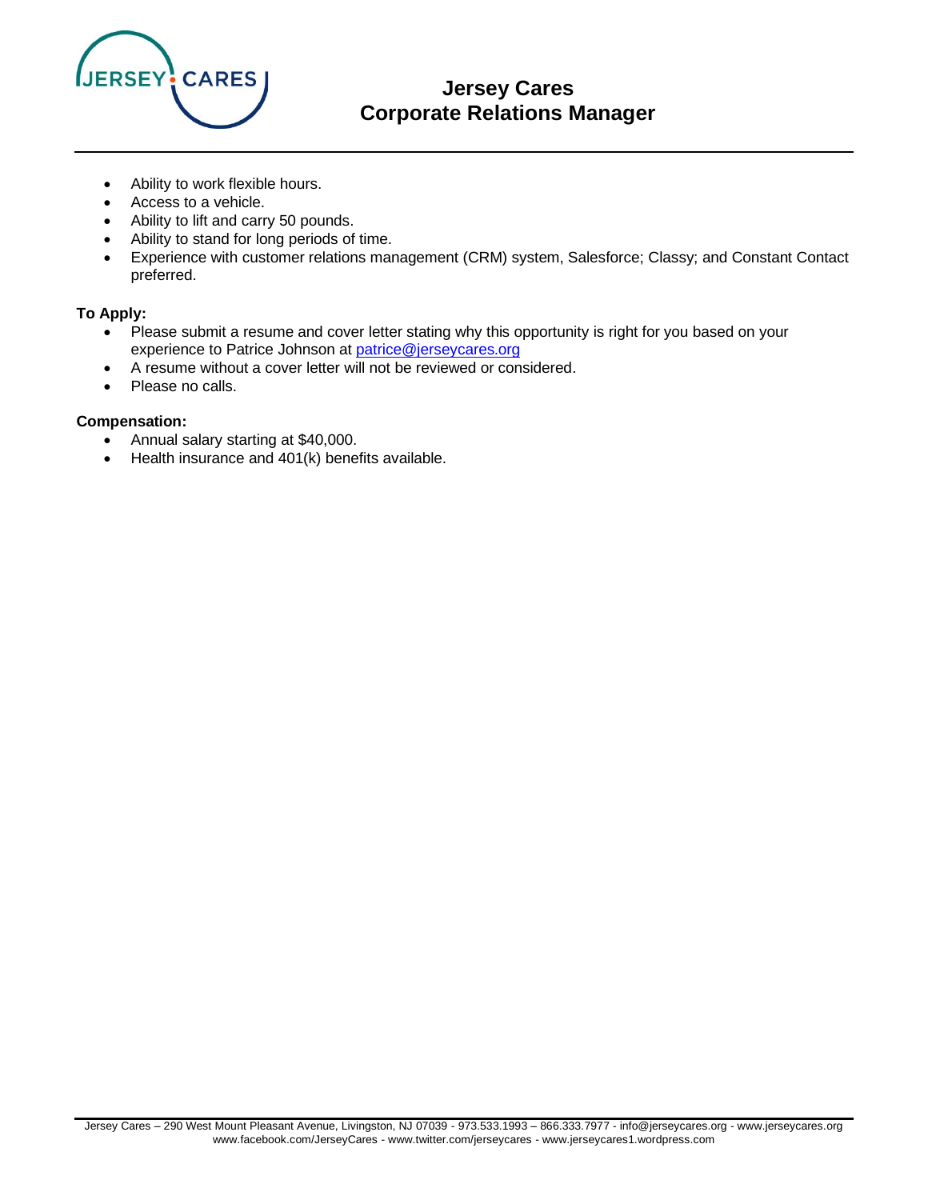# Jersey Cares
## Corporate Relations Manager

- Ability to work flexible hours.
- Access to a vehicle.
- Ability to lift and carry 50 pounds.
- Ability to stand for long periods of time.
- Experience with customer relations management (CRM) system, Salesforce; Classy; and Constant Contact preferred.

**To Apply:**

- Please submit a resume and cover letter stating why this opportunity is right for you based on your experience to Patrice Johnson at patrice@jerseycares.org
- A resume without a cover letter will not be reviewed or considered.
- Please no calls.

**Compensation:**

- Annual salary starting at $40,000.
- Health insurance and 401(k) benefits available.